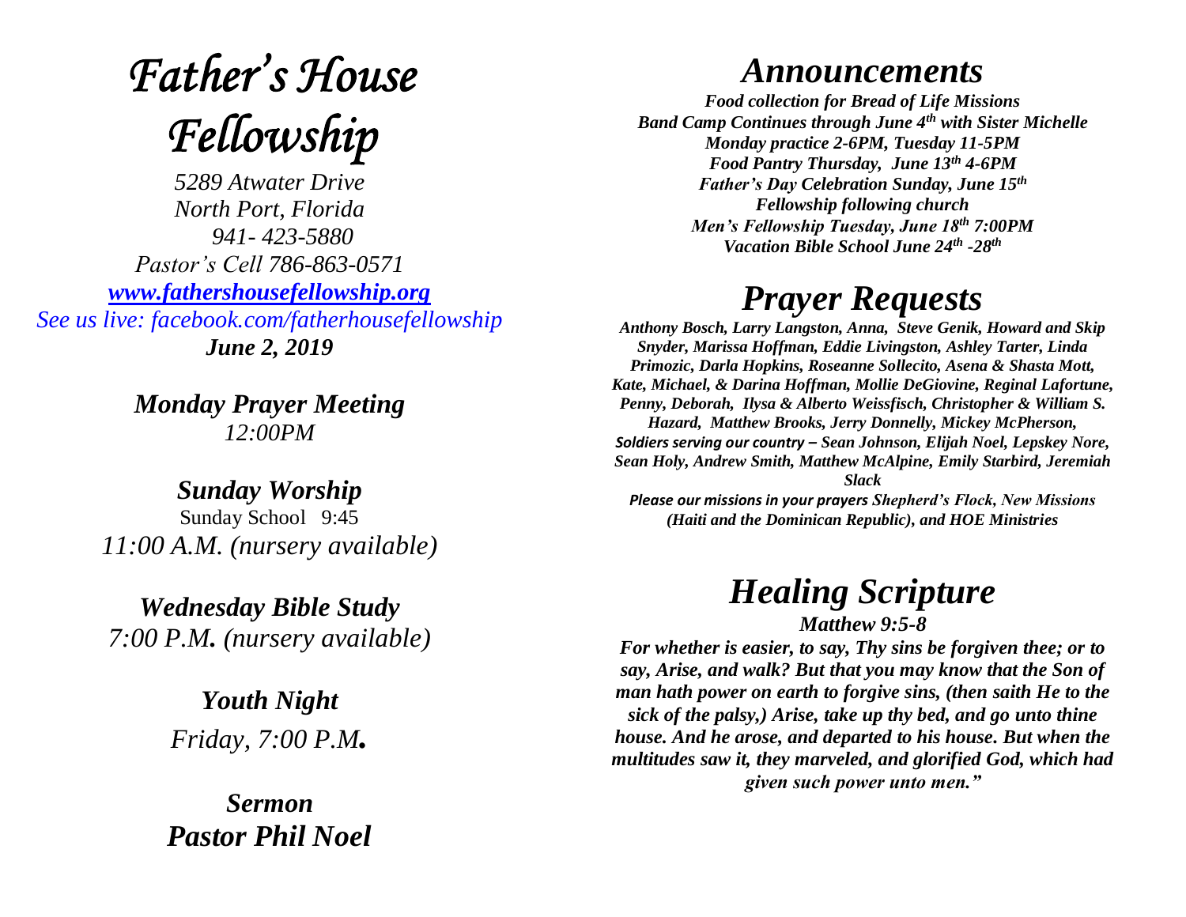# *Father's House Fellowship*

*5289 Atwater Drive*
*North Port, Florida*
*941- 423-5880*
*Pastor's Cell 786-863-0571*
*[www.fathershousefellowship.org](http://www.fathershousefellowship.org)*
*See us live: facebook.com/fatherhousefellowship*
***June 2, 2019***

***Monday Prayer Meeting***
*12:00PM*

***Sunday Worship***
Sunday School 9:45
*11:00 A.M. (nursery available)*

***Wednesday Bible Study***
*7:00 P.M. (nursery available)*

***Youth Night***
*Friday, 7:00 P.M.*

***Sermon***
***Pastor Phil Noel***

## *Announcements*

***Food collection for Bread of Life Missions***
***Band Camp Continues through June 4th with Sister Michelle***
***Monday practice 2-6PM, Tuesday 11-5PM***
***Food Pantry Thursday, June 13th 4-6PM***
***Father's Day Celebration Sunday, June 15th***
***Fellowship following church***
***Men's Fellowship Tuesday, June 18th 7:00PM***
***Vacation Bible School June 24th -28th***

## *Prayer Requests*

***Anthony Bosch, Larry Langston, Anna, Steve Genik, Howard and Skip Snyder, Marissa Hoffman, Eddie Livingston, Ashley Tarter, Linda Primozic, Darla Hopkins, Roseanne Sollecito, Asena & Shasta Mott, Kate, Michael, & Darina Hoffman, Mollie DeGiovine, Reginal Lafortune, Penny, Deborah, Ilysa & Alberto Weissfisch, Christopher & William S. Hazard, Matthew Brooks, Jerry Donnelly, Mickey McPherson, Soldiers serving our country – Sean Johnson, Elijah Noel, Lepskey Nore, Sean Holy, Andrew Smith, Matthew McAlpine, Emily Starbird, Jeremiah Slack***

***Please our missions in your prayers Shepherd's Flock, New Missions (Haiti and the Dominican Republic), and HOE Ministries***

## *Healing Scripture*

***Matthew 9:5-8***

***For whether is easier, to say, Thy sins be forgiven thee; or to say, Arise, and walk? But that you may know that the Son of man hath power on earth to forgive sins, (then saith He to the sick of the palsy,) Arise, take up thy bed, and go unto thine house. And he arose, and departed to his house. But when the multitudes saw it, they marveled, and glorified God, which had given such power unto men."***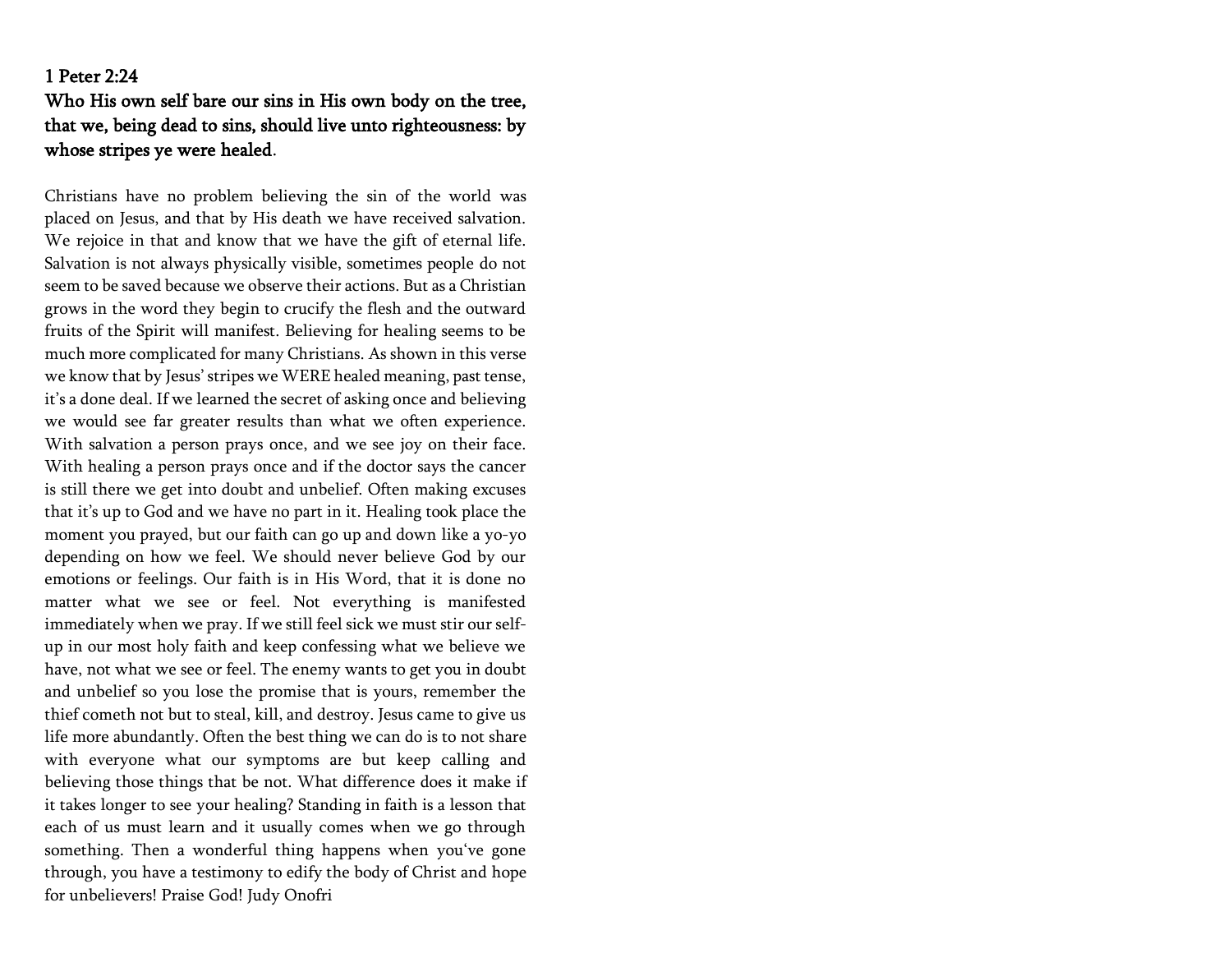**1 Peter 2:24**

**Who His own self bare our sins in His own body on the tree, that we, being dead to sins, should live unto righteousness: by whose stripes ye were healed**.

Christians have no problem believing the sin of the world was placed on Jesus, and that by His death we have received salvation. We rejoice in that and know that we have the gift of eternal life. Salvation is not always physically visible, sometimes people do not seem to be saved because we observe their actions. But as a Christian grows in the word they begin to crucify the flesh and the outward fruits of the Spirit will manifest. Believing for healing seems to be much more complicated for many Christians. As shown in this verse we know that by Jesus' stripes we WERE healed meaning, past tense, it's a done deal. If we learned the secret of asking once and believing we would see far greater results than what we often experience. With salvation a person prays once, and we see joy on their face. With healing a person prays once and if the doctor says the cancer is still there we get into doubt and unbelief. Often making excuses that it's up to God and we have no part in it. Healing took place the moment you prayed, but our faith can go up and down like a yo-yo depending on how we feel. We should never believe God by our emotions or feelings. Our faith is in His Word, that it is done no matter what we see or feel. Not everything is manifested immediately when we pray. If we still feel sick we must stir our self-up in our most holy faith and keep confessing what we believe we have, not what we see or feel. The enemy wants to get you in doubt and unbelief so you lose the promise that is yours, remember the thief cometh not but to steal, kill, and destroy. Jesus came to give us life more abundantly. Often the best thing we can do is to not share with everyone what our symptoms are but keep calling and believing those things that be not. What difference does it make if it takes longer to see your healing? Standing in faith is a lesson that each of us must learn and it usually comes when we go through something. Then a wonderful thing happens when you've gone through, you have a testimony to edify the body of Christ and hope for unbelievers! Praise God! Judy Onofri